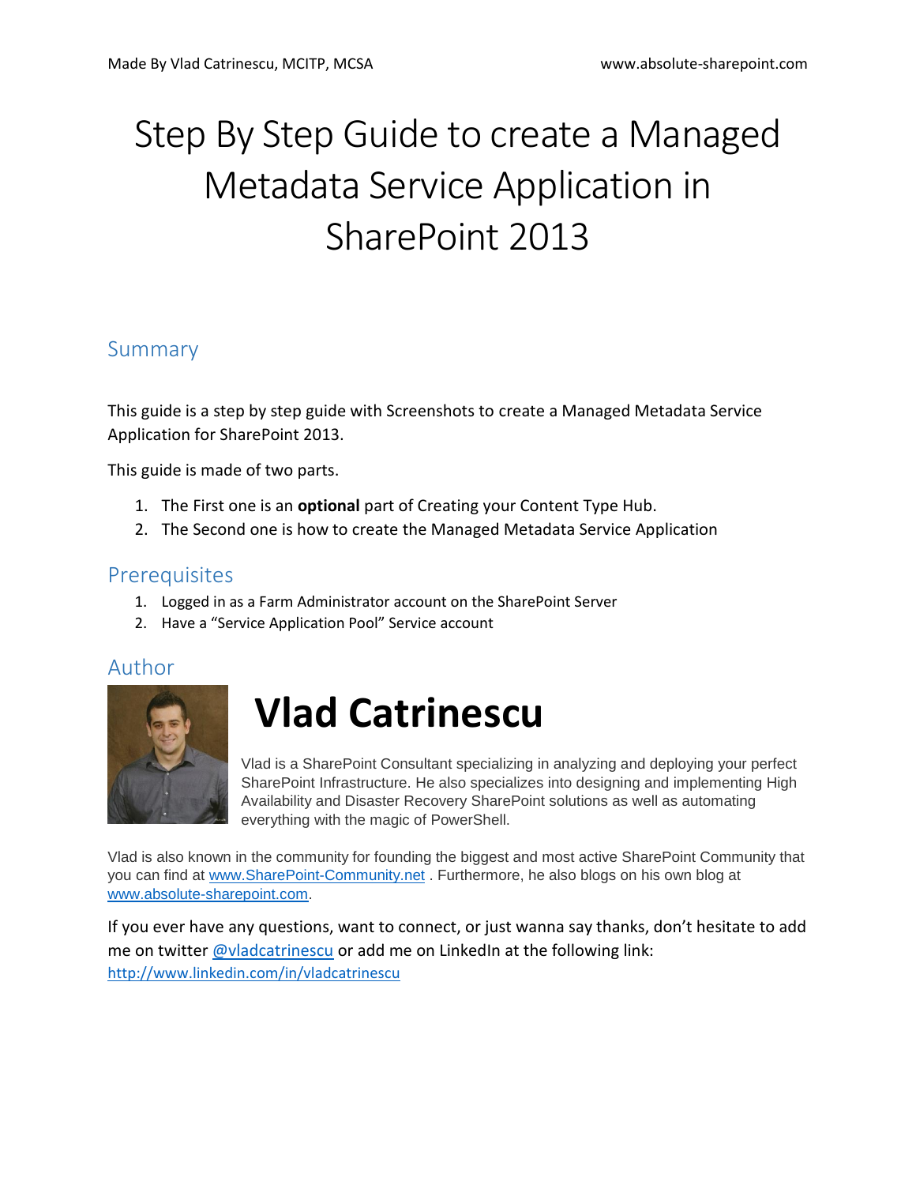# Step By Step Guide to create a Managed Metadata Service Application in SharePoint 2013

## Summary

This guide is a step by step guide with Screenshots to create a Managed Metadata Service Application for SharePoint 2013.

This guide is made of two parts.

1. The First one is an **optional** part of Creating your Content Type Hub.
2. The Second one is how to create the Managed Metadata Service Application

## Prerequisites

1. Logged in as a Farm Administrator account on the SharePoint Server
2. Have a "Service Application Pool" Service account

## Author

# Vlad Catrinescu

Vlad is a SharePoint Consultant specializing in analyzing and deploying your perfect SharePoint Infrastructure. He also specializes into designing and implementing High Availability and Disaster Recovery SharePoint solutions as well as automating everything with the magic of PowerShell.

Vlad is also known in the community for founding the biggest and most active SharePoint Community that you can find at [www.SharePoint-Community.net](http://www.SharePoint-Community.net) . Furthermore, he also blogs on his own blog at [www.absolute-sharepoint.com](http://www.absolute-sharepoint.com).

If you ever have any questions, want to connect, or just wanna say thanks, don't hesitate to add me on twitter @vladcatrinescu or add me on LinkedIn at the following link: http://www.linkedin.com/in/vladcatrinescu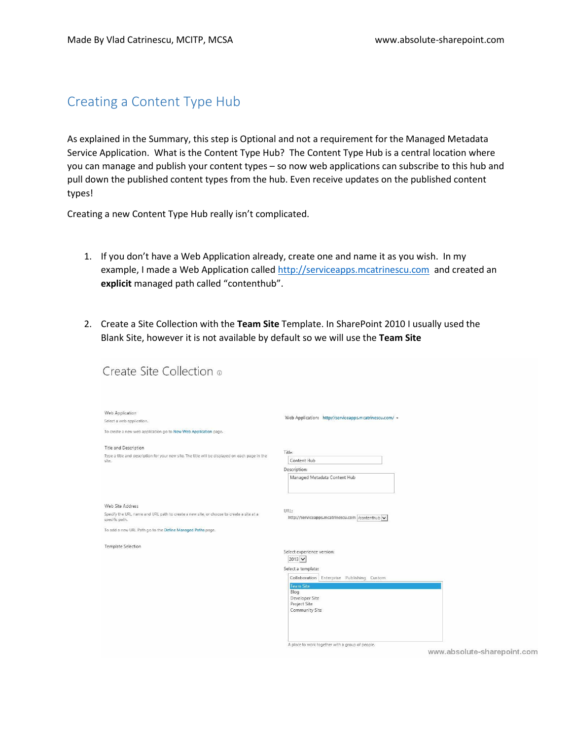## Creating a Content Type Hub

As explained in the Summary, this step is Optional and not a requirement for the Managed Metadata Service Application. What is the Content Type Hub? The Content Type Hub is a central location where you can manage and publish your content types – so now web applications can subscribe to this hub and pull down the published content types from the hub. Even receive updates on the published content types!

Creating a new Content Type Hub really isn't complicated.

1. If you don't have a Web Application already, create one and name it as you wish. In my example, I made a Web Application called http://serviceapps.mcatrinescu.com and created an **explicit** managed path called "contenthub".

2. Create a Site Collection with the **Team Site** Template. In SharePoint 2010 I usually used the Blank Site, however it is not available by default so we will use the **Team Site**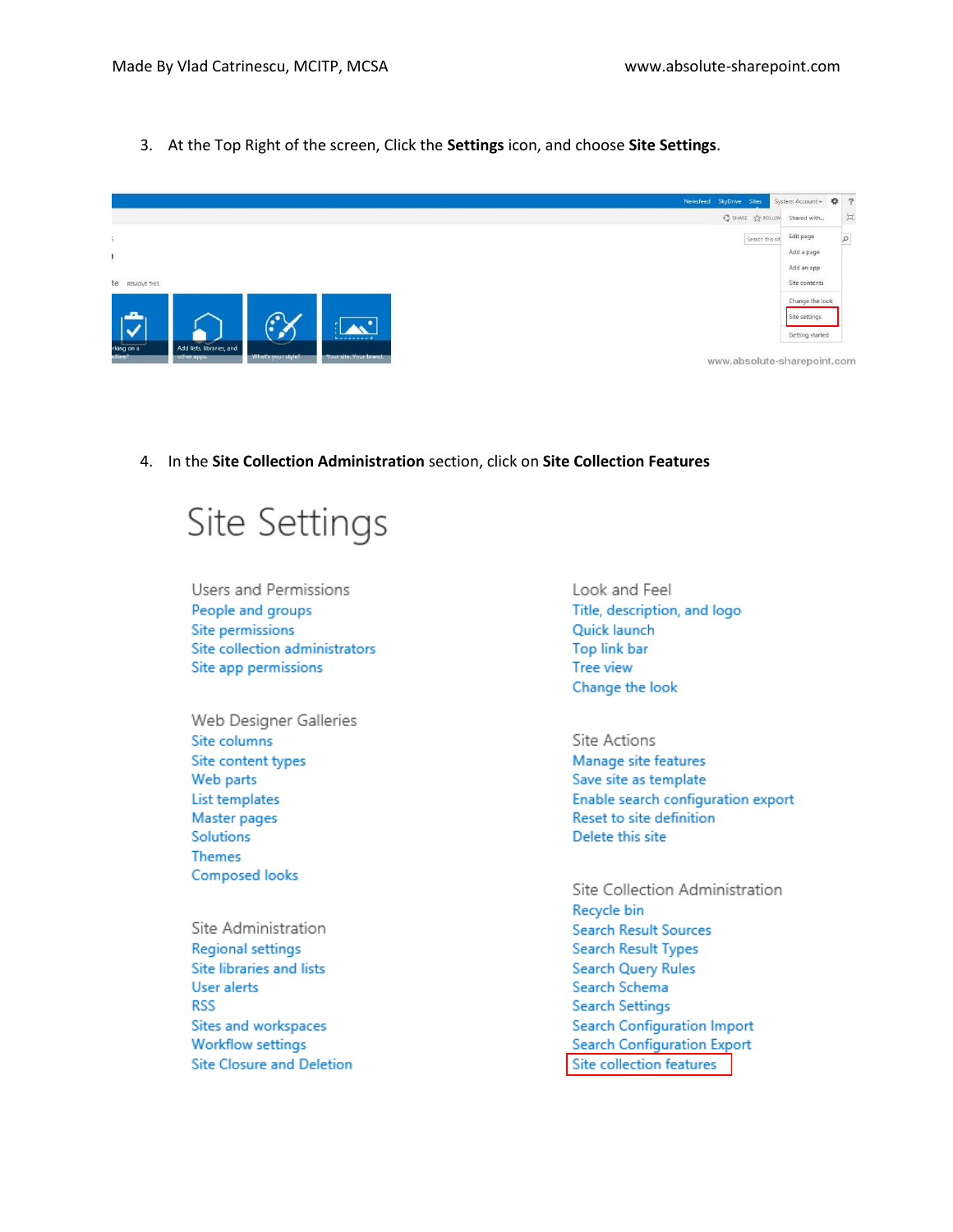3. At the Top Right of the screen, Click the **Settings** icon, and choose **Site Settings**.

4. In the **Site Collection Administration** section, click on **Site Collection Features**

Site Settings

Users and Permissions
People and groups
Site permissions
Site collection administrators
Site app permissions

Web Designer Galleries
Site columns
Site content types
Web parts
List templates
Master pages
Solutions
Themes
Composed looks

Site Administration
Regional settings
Site libraries and lists
User alerts
RSS
Sites and workspaces
Workflow settings
Site Closure and Deletion

Look and Feel
Title, description, and logo
Quick launch
Top link bar
Tree view
Change the look

Site Actions
Manage site features
Save site as template
Enable search configuration export
Reset to site definition
Delete this site

Site Collection Administration
Recycle bin
Search Result Sources
Search Result Types
Search Query Rules
Search Schema
Search Settings
Search Configuration Import
Search Configuration Export
Site collection features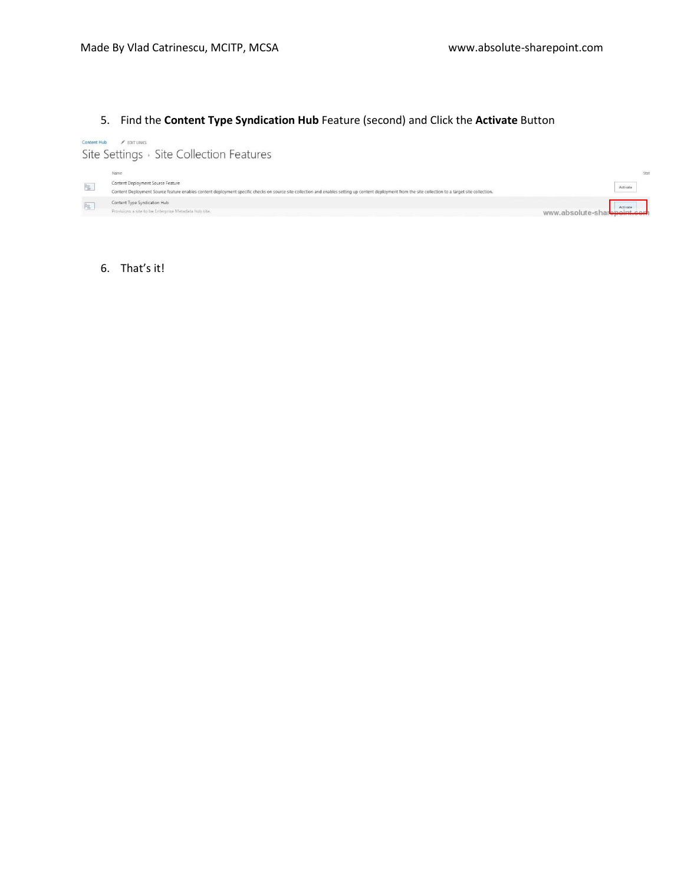5. Find the **Content Type Syndication Hub** Feature (second) and Click the **Activate** Button

6. That's it!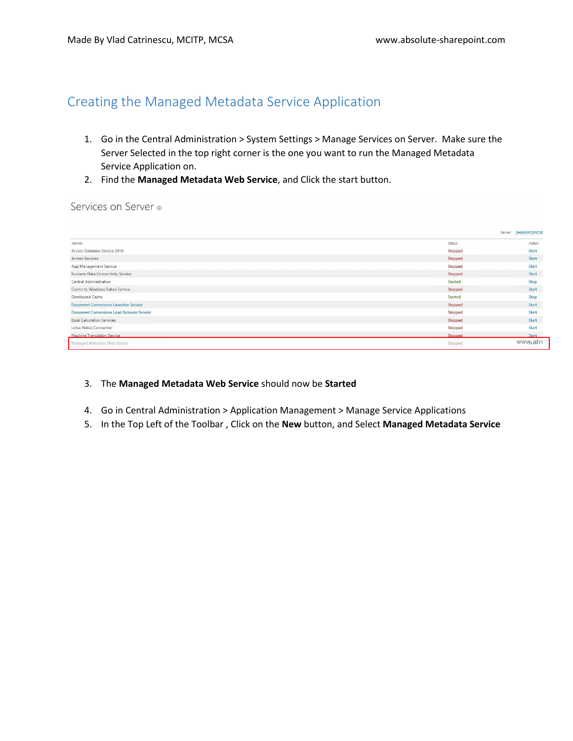## Creating the Managed Metadata Service Application

1. Go in the Central Administration > System Settings > Manage Services on Server. Make sure the Server Selected in the top right corner is the one you want to run the Managed Metadata Service Application on.
2. Find the **Managed Metadata Web Service**, and Click the start button.

3. The **Managed Metadata Web Service** should now be **Started**

4. Go in Central Administration > Application Management > Manage Service Applications
5. In the Top Left of the Toolbar , Click on the **New** button, and Select **Managed Metadata Service**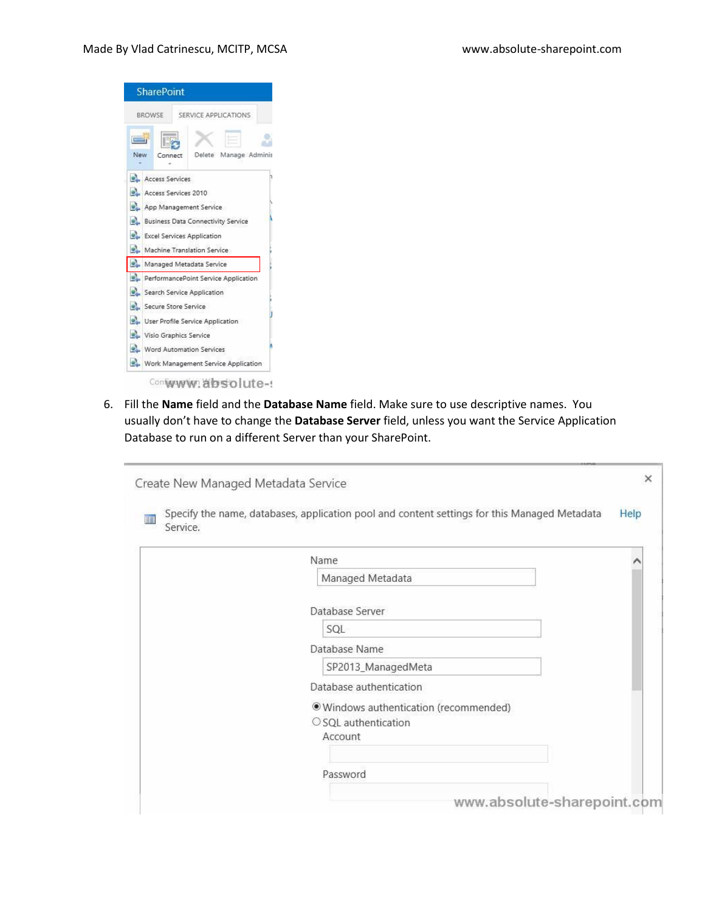6. Fill the **Name** field and the **Database Name** field. Make sure to use descriptive names. You usually don't have to change the **Database Server** field, unless you want the Service Application Database to run on a different Server than your SharePoint.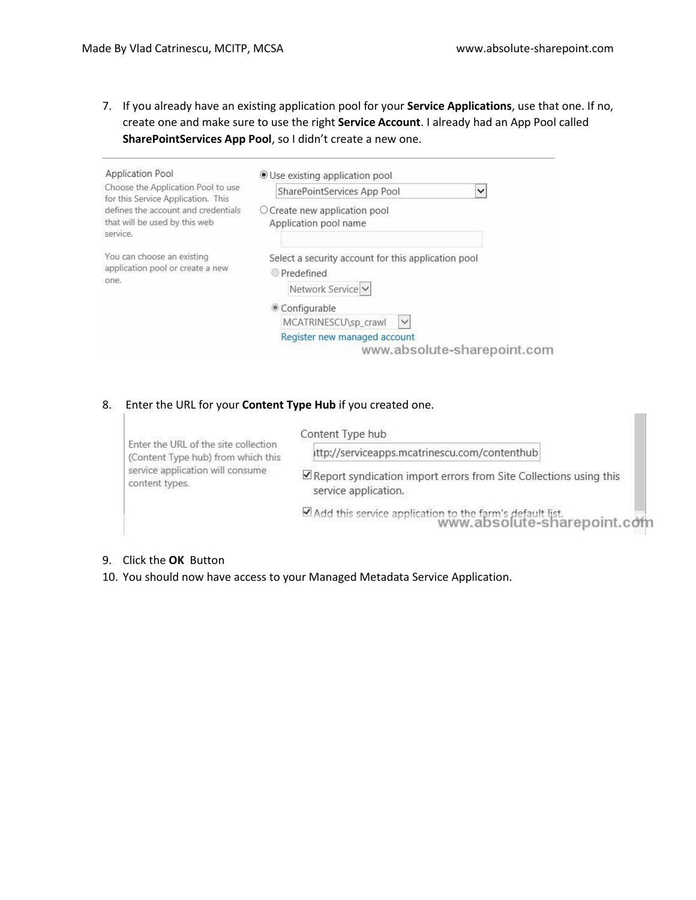7. If you already have an existing application pool for your **Service Applications**, use that one. If no, create one and make sure to use the right **Service Account**. I already had an App Pool called **SharePointServices App Pool**, so I didn't create a new one.

8. Enter the URL for your **Content Type Hub** if you created one.

9. Click the **OK** Button

10. You should now have access to your Managed Metadata Service Application.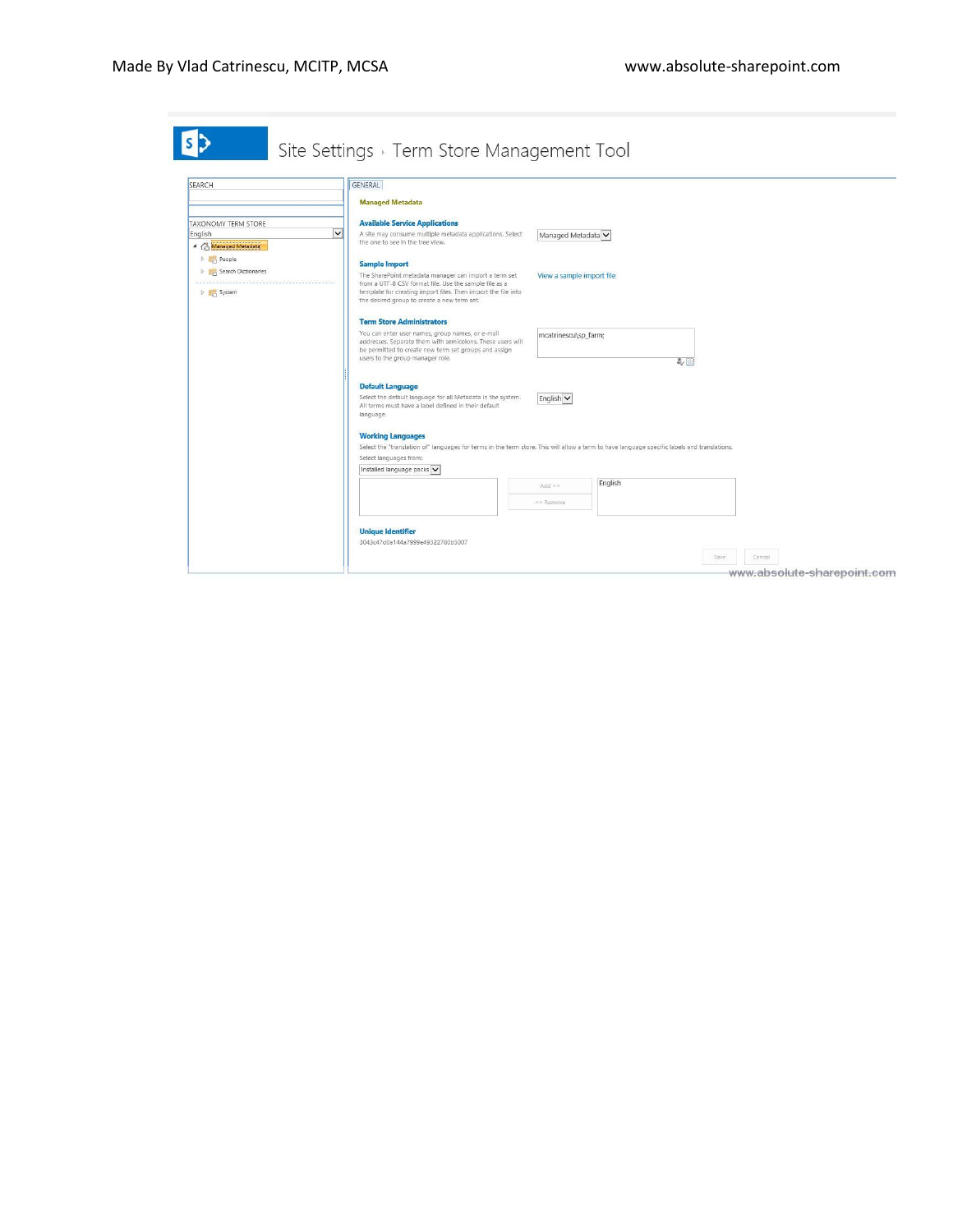Site Settings › Term Store Management Tool

SEARCH

TAXONOMY TERM STORE

English

- Managed Metadata
  - People
  - Search Dictionaries
  - System

GENERAL

**Managed Metadata**

**Available Service Applications**

A site may consume multiple metadata applications. Select the one to see in the tree view.

Managed Metadata

**Sample Import**

The SharePoint metadata manager can import a term set from a UTF-8 CSV format file. Use the sample file as a template for creating import files. Then import the file into the desired group to create a new term set.

View a sample import file

**Term Store Administrators**

You can enter user names, group names, or e-mail addresses. Separate them with semicolons. These users will be permitted to create new term set groups and assign users to the group manager role.

mcatrinescu\sp_farm;

**Default Language**

Select the default language for all Metadata in the system. All terms must have a label defined in their default language.

English

**Working Languages**

Select the "translation of" languages for terms in the term store. This will allow a term to have language specific labels and translations.

Select languages from:

Installed language packs

Add >>

<< Remove

English

**Unique Identifier**

3043c47d0a144a7999e49322780b5007

Save Cancel

www.absolute-sharepoint.com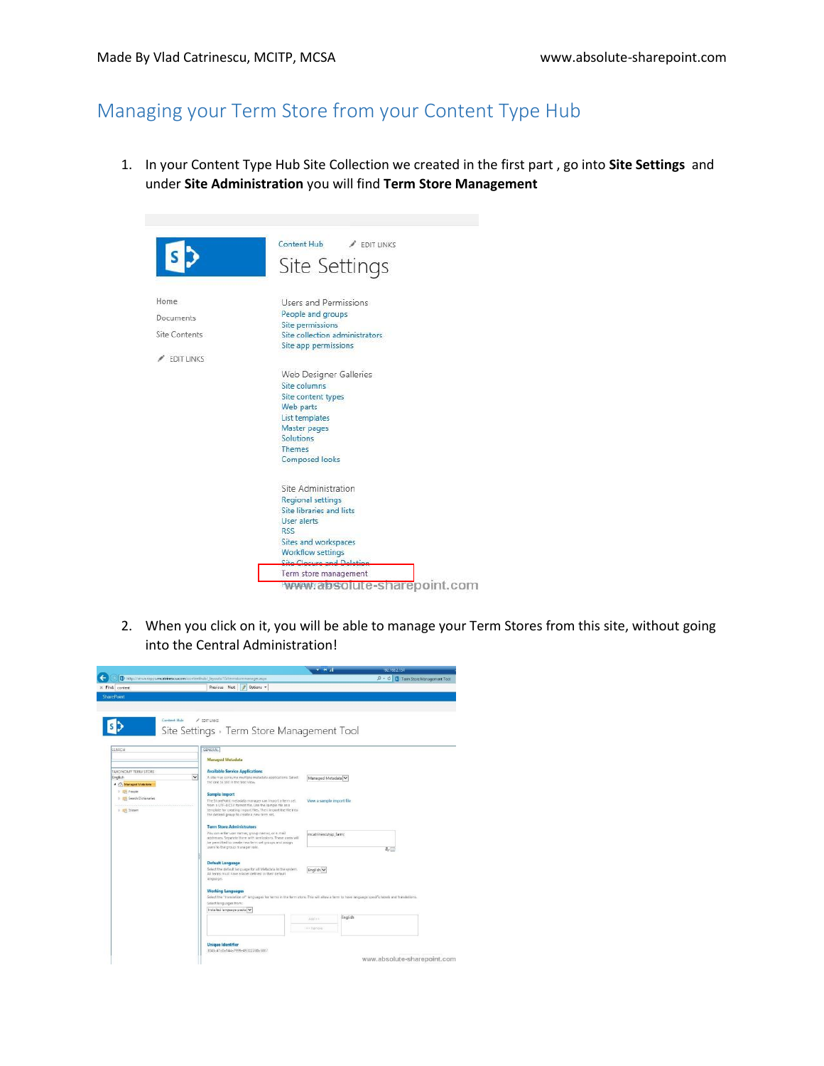# Managing your Term Store from your Content Type Hub

1. In your Content Type Hub Site Collection we created in the first part , go into **Site Settings** and under **Site Administration** you will find **Term Store Management**

2. When you click on it, you will be able to manage your Term Stores from this site, without going into the Central Administration!